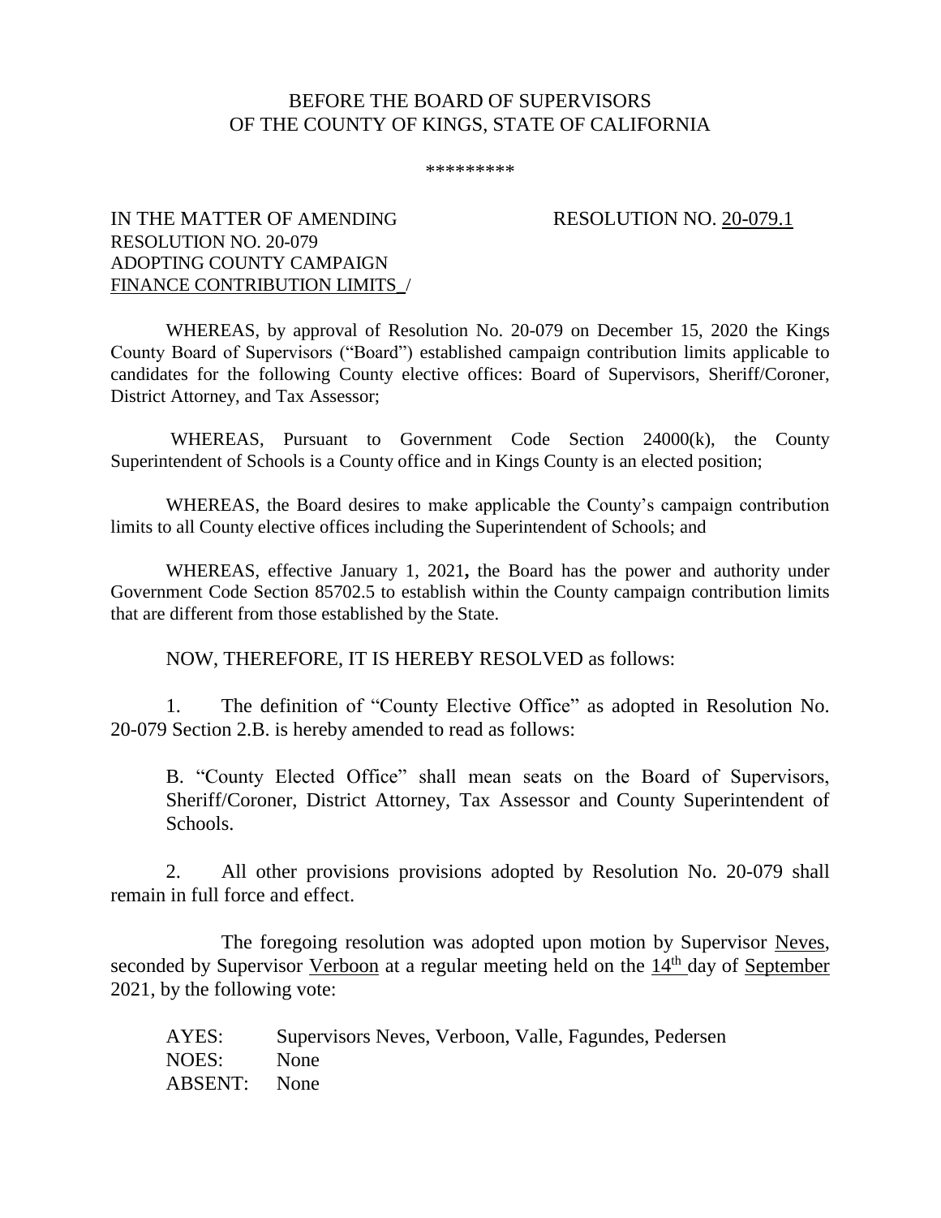BEFORE THE BOARD OF SUPERVISORS
OF THE COUNTY OF KINGS, STATE OF CALIFORNIA

\*\*\*\*\*\*\*\*\*

IN THE MATTER OF AMENDING
RESOLUTION NO. 20-079
ADOPTING COUNTY CAMPAIGN
FINANCE CONTRIBUTION LIMITS /

RESOLUTION NO. 20-079.1

WHEREAS, by approval of Resolution No. 20-079 on December 15, 2020 the Kings County Board of Supervisors ("Board") established campaign contribution limits applicable to candidates for the following County elective offices: Board of Supervisors, Sheriff/Coroner, District Attorney, and Tax Assessor;

WHEREAS, Pursuant to Government Code Section 24000(k), the County Superintendent of Schools is a County office and in Kings County is an elected position;

WHEREAS, the Board desires to make applicable the County's campaign contribution limits to all County elective offices including the Superintendent of Schools; and

WHEREAS, effective January 1, 2021**,** the Board has the power and authority under Government Code Section 85702.5 to establish within the County campaign contribution limits that are different from those established by the State.

NOW, THEREFORE, IT IS HEREBY RESOLVED as follows:

1. The definition of "County Elective Office" as adopted in Resolution No. 20-079 Section 2.B. is hereby amended to read as follows:

   B. "County Elected Office" shall mean seats on the Board of Supervisors, Sheriff/Coroner, District Attorney, Tax Assessor and County Superintendent of Schools.

2. All other provisions provisions adopted by Resolution No. 20-079 shall remain in full force and effect.

The foregoing resolution was adopted upon motion by Supervisor Neves, seconded by Supervisor Verboon at a regular meeting held on the 14th day of September 2021, by the following vote:

| | |
|---|---|
| AYES: | Supervisors Neves, Verboon, Valle, Fagundes, Pedersen |
| NOES: | None |
| ABSENT: | None |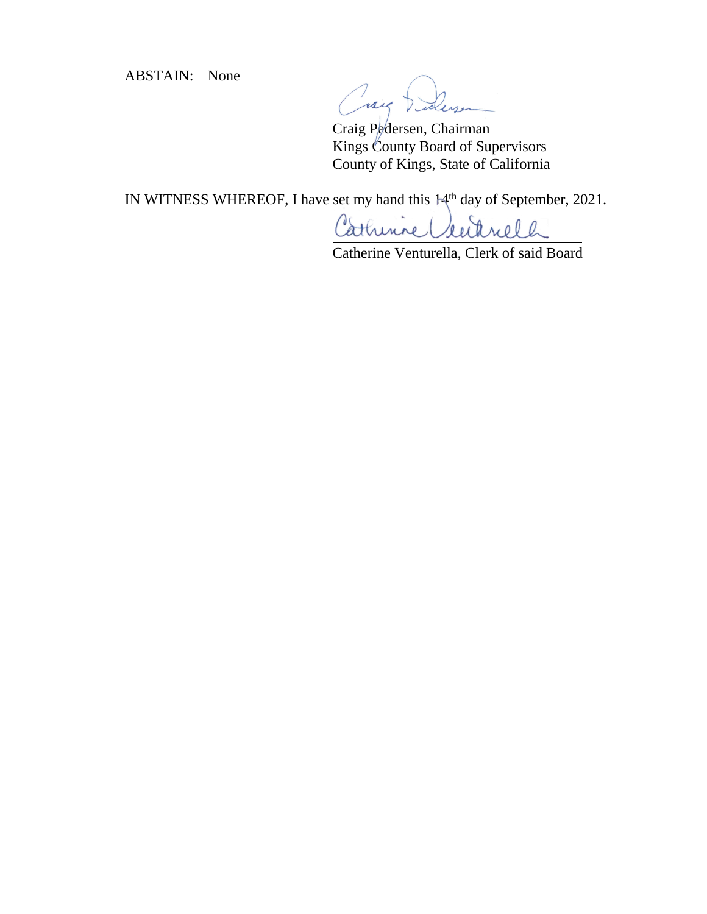ABSTAIN: None

Craig Pedersen, Chairman
Kings County Board of Supervisors
County of Kings, State of California

IN WITNESS WHEREOF, I have set my hand this 14th day of September, 2021.

Catherine Venturella, Clerk of said Board